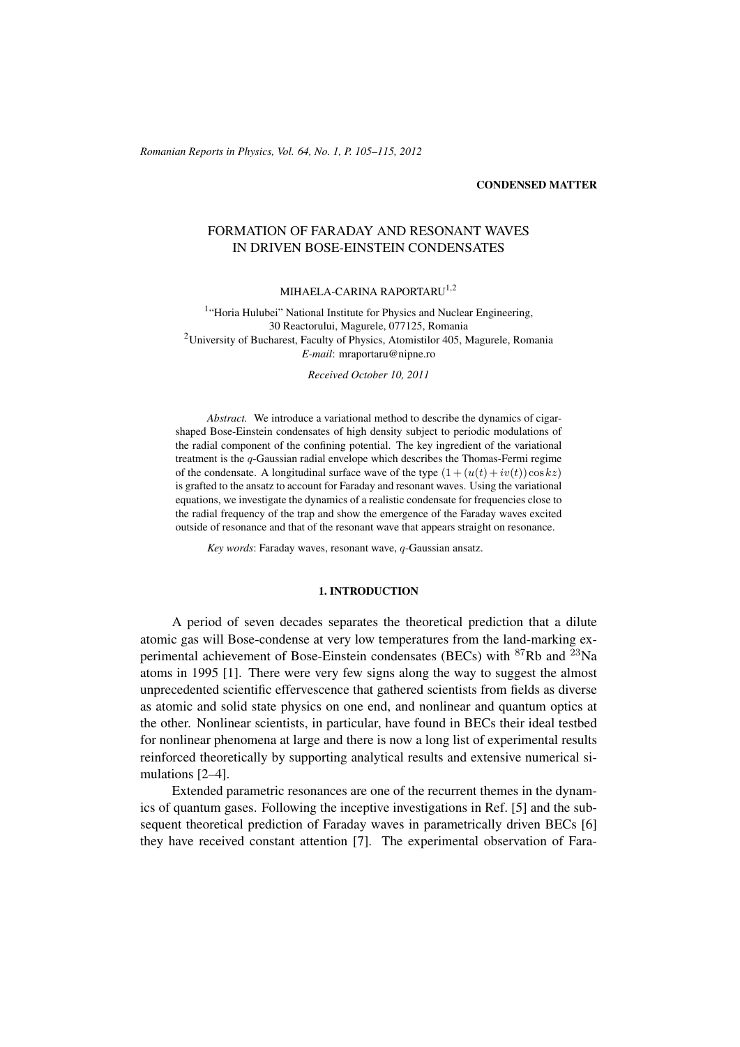CONDENSED MATTER

# FORMATION OF FARADAY AND RESONANT WAVES IN DRIVEN BOSE-EINSTEIN CONDENSATES

MIHAELA-CARINA RAPORTARU[1,2]

[1]"Horia Hulubei" National Institute for Physics and Nuclear Engineering, 30 Reactorului, Magurele, 077125, Romania
[2]University of Bucharest, Faculty of Physics, Atomistilor 405, Magurele, Romania
*E-mail*: mraportaru@nipne.ro

*Received October 10, 2011*

*Abstract.* We introduce a variational method to describe the dynamics of cigar-shaped Bose-Einstein condensates of high density subject to periodic modulations of the radial component of the confining potential. The key ingredient of the variational treatment is the $q$-Gaussian radial envelope which describes the Thomas-Fermi regime of the condensate. A longitudinal surface wave of the type $(1+(u(t)+iv(t))\cos kz)$ is grafted to the ansatz to account for Faraday and resonant waves. Using the variational equations, we investigate the dynamics of a realistic condensate for frequencies close to the radial frequency of the trap and show the emergence of the Faraday waves excited outside of resonance and that of the resonant wave that appears straight on resonance.

*Key words*: Faraday waves, resonant wave, $q$-Gaussian ansatz.

## 1. INTRODUCTION

A period of seven decades separates the theoretical prediction that a dilute atomic gas will Bose-condense at very low temperatures from the land-marking experimental achievement of Bose-Einstein condensates (BECs) with $^{87}$Rb and $^{23}$Na atoms in 1995 [1]. There were very few signs along the way to suggest the almost unprecedented scientific effervescence that gathered scientists from fields as diverse as atomic and solid state physics on one end, and nonlinear and quantum optics at the other. Nonlinear scientists, in particular, have found in BECs their ideal testbed for nonlinear phenomena at large and there is now a long list of experimental results reinforced theoretically by supporting analytical results and extensive numerical simulations [2–4].

Extended parametric resonances are one of the recurrent themes in the dynamics of quantum gases. Following the inceptive investigations in Ref. [5] and the subsequent theoretical prediction of Faraday waves in parametrically driven BECs [6] they have received constant attention [7]. The experimental observation of Fara-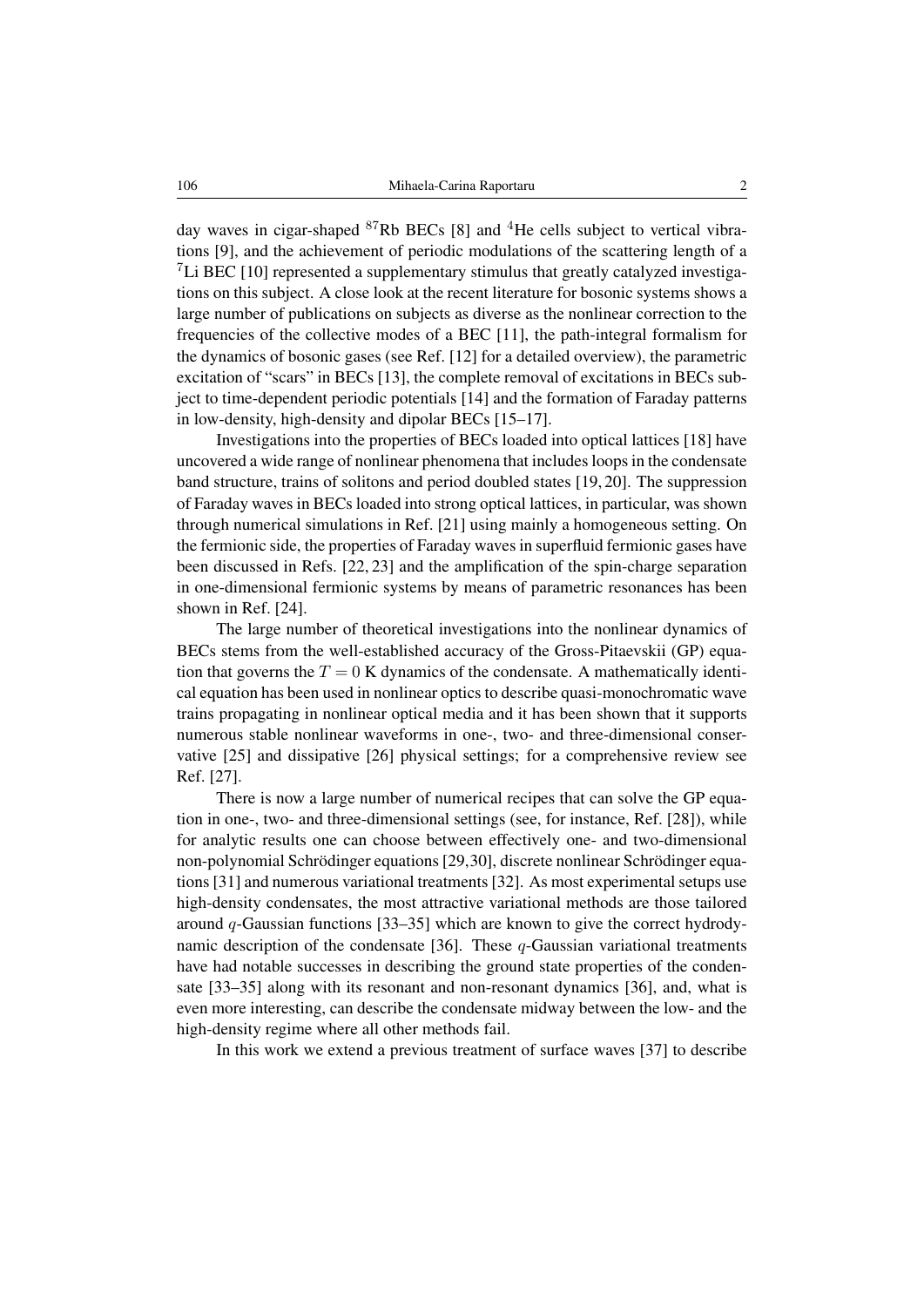day waves in cigar-shaped $^{87}$Rb BECs [8] and $^{4}$He cells subject to vertical vibrations [9], and the achievement of periodic modulations of the scattering length of a $^{7}$Li BEC [10] represented a supplementary stimulus that greatly catalyzed investigations on this subject. A close look at the recent literature for bosonic systems shows a large number of publications on subjects as diverse as the nonlinear correction to the frequencies of the collective modes of a BEC [11], the path-integral formalism for the dynamics of bosonic gases (see Ref. [12] for a detailed overview), the parametric excitation of "scars" in BECs [13], the complete removal of excitations in BECs subject to time-dependent periodic potentials [14] and the formation of Faraday patterns in low-density, high-density and dipolar BECs [15–17].

Investigations into the properties of BECs loaded into optical lattices [18] have uncovered a wide range of nonlinear phenomena that includes loops in the condensate band structure, trains of solitons and period doubled states [19, 20]. The suppression of Faraday waves in BECs loaded into strong optical lattices, in particular, was shown through numerical simulations in Ref. [21] using mainly a homogeneous setting. On the fermionic side, the properties of Faraday waves in superfluid fermionic gases have been discussed in Refs. [22, 23] and the amplification of the spin-charge separation in one-dimensional fermionic systems by means of parametric resonances has been shown in Ref. [24].

The large number of theoretical investigations into the nonlinear dynamics of BECs stems from the well-established accuracy of the Gross-Pitaevskii (GP) equation that governs the $T = 0$ K dynamics of the condensate. A mathematically identical equation has been used in nonlinear optics to describe quasi-monochromatic wave trains propagating in nonlinear optical media and it has been shown that it supports numerous stable nonlinear waveforms in one-, two- and three-dimensional conservative [25] and dissipative [26] physical settings; for a comprehensive review see Ref. [27].

There is now a large number of numerical recipes that can solve the GP equation in one-, two- and three-dimensional settings (see, for instance, Ref. [28]), while for analytic results one can choose between effectively one- and two-dimensional non-polynomial Schrödinger equations [29,30], discrete nonlinear Schrödinger equations [31] and numerous variational treatments [32]. As most experimental setups use high-density condensates, the most attractive variational methods are those tailored around $q$-Gaussian functions [33–35] which are known to give the correct hydrodynamic description of the condensate [36]. These $q$-Gaussian variational treatments have had notable successes in describing the ground state properties of the condensate [33–35] along with its resonant and non-resonant dynamics [36], and, what is even more interesting, can describe the condensate midway between the low- and the high-density regime where all other methods fail.

In this work we extend a previous treatment of surface waves [37] to describe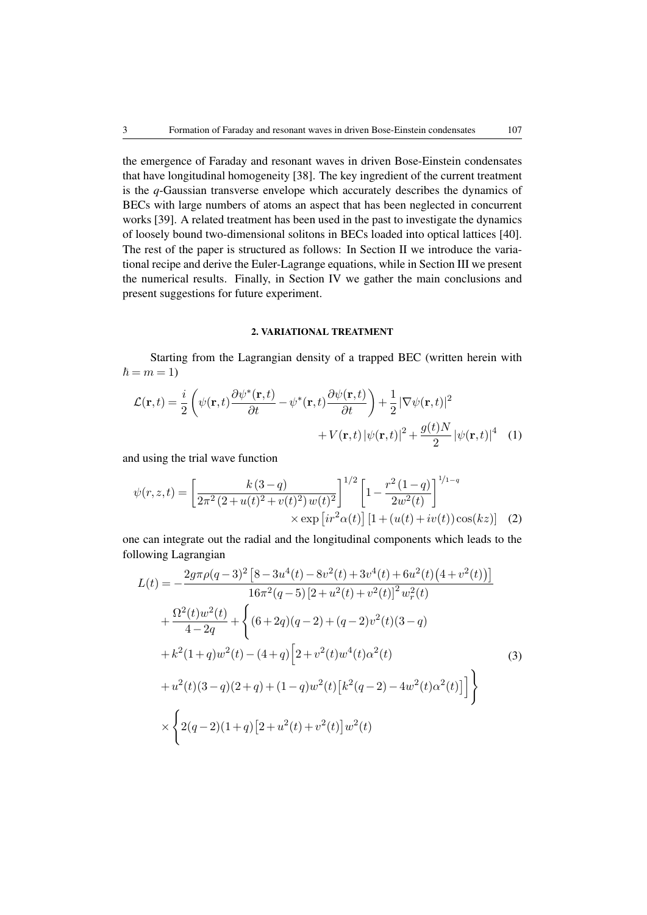the emergence of Faraday and resonant waves in driven Bose-Einstein condensates that have longitudinal homogeneity [38]. The key ingredient of the current treatment is the $q$-Gaussian transverse envelope which accurately describes the dynamics of BECs with large numbers of atoms an aspect that has been neglected in concurrent works [39]. A related treatment has been used in the past to investigate the dynamics of loosely bound two-dimensional solitons in BECs loaded into optical lattices [40]. The rest of the paper is structured as follows: In Section II we introduce the variational recipe and derive the Euler-Lagrange equations, while in Section III we present the numerical results. Finally, in Section IV we gather the main conclusions and present suggestions for future experiment.

## 2. VARIATIONAL TREATMENT

Starting from the Lagrangian density of a trapped BEC (written herein with $\hbar = m = 1$)

$$
\begin{aligned}
\mathcal{L}(\mathbf{r},t) = \frac{i}{2}\left(\psi(\mathbf{r},t)\frac{\partial \psi^*(\mathbf{r},t)}{\partial t} - \psi^*(\mathbf{r},t)\frac{\partial \psi(\mathbf{r},t)}{\partial t}\right) + \frac{1}{2}\left|\nabla\psi(\mathbf{r},t)\right|^2 \\
+ V(\mathbf{r},t)\left|\psi(\mathbf{r},t)\right|^2 + \frac{g(t)N}{2}\left|\psi(\mathbf{r},t)\right|^4
\end{aligned}
\tag{1}
$$

and using the trial wave function

$$
\begin{aligned}
\psi(r,z,t) = \left[\frac{k\,(3-q)}{2\pi^2\,(2+u(t)^2+v(t)^2)\,w(t)^2}\right]^{1/2}\left[1-\frac{r^2\,(1-q)}{2w^2(t)}\right]^{1/1-q} \\
\times \exp\left[ir^2\alpha(t)\right]\left[1+(u(t)+iv(t))\cos(kz)\right]
\end{aligned}
\tag{2}
$$

one can integrate out the radial and the longitudinal components which leads to the following Lagrangian

$$
\begin{aligned}
L(t) = &-\frac{2g\pi\rho(q-3)^2\left[8-3u^4(t)-8v^2(t)+3v^4(t)+6u^2(t)\left(4+v^2(t)\right)\right]}{16\pi^2(q-5)\left[2+u^2(t)+v^2(t)\right]^2 w_r^2(t)} \\
&+\frac{\Omega^2(t)w^2(t)}{4-2q} + \Bigg\{(6+2q)(q-2)+(q-2)v^2(t)(3-q) \\
&+k^2(1+q)w^2(t)-(4+q)\Big[2+v^2(t)w^4(t)\alpha^2(t) \\
&+u^2(t)(3-q)(2+q)+(1-q)w^2(t)\left[k^2(q-2)-4w^2(t)\alpha^2(t)\right]\Big]\Bigg\} \\
&\times\Bigg\{2(q-2)(1+q)\left[2+u^2(t)+v^2(t)\right]w^2(t)
\end{aligned}
\tag{3}
$$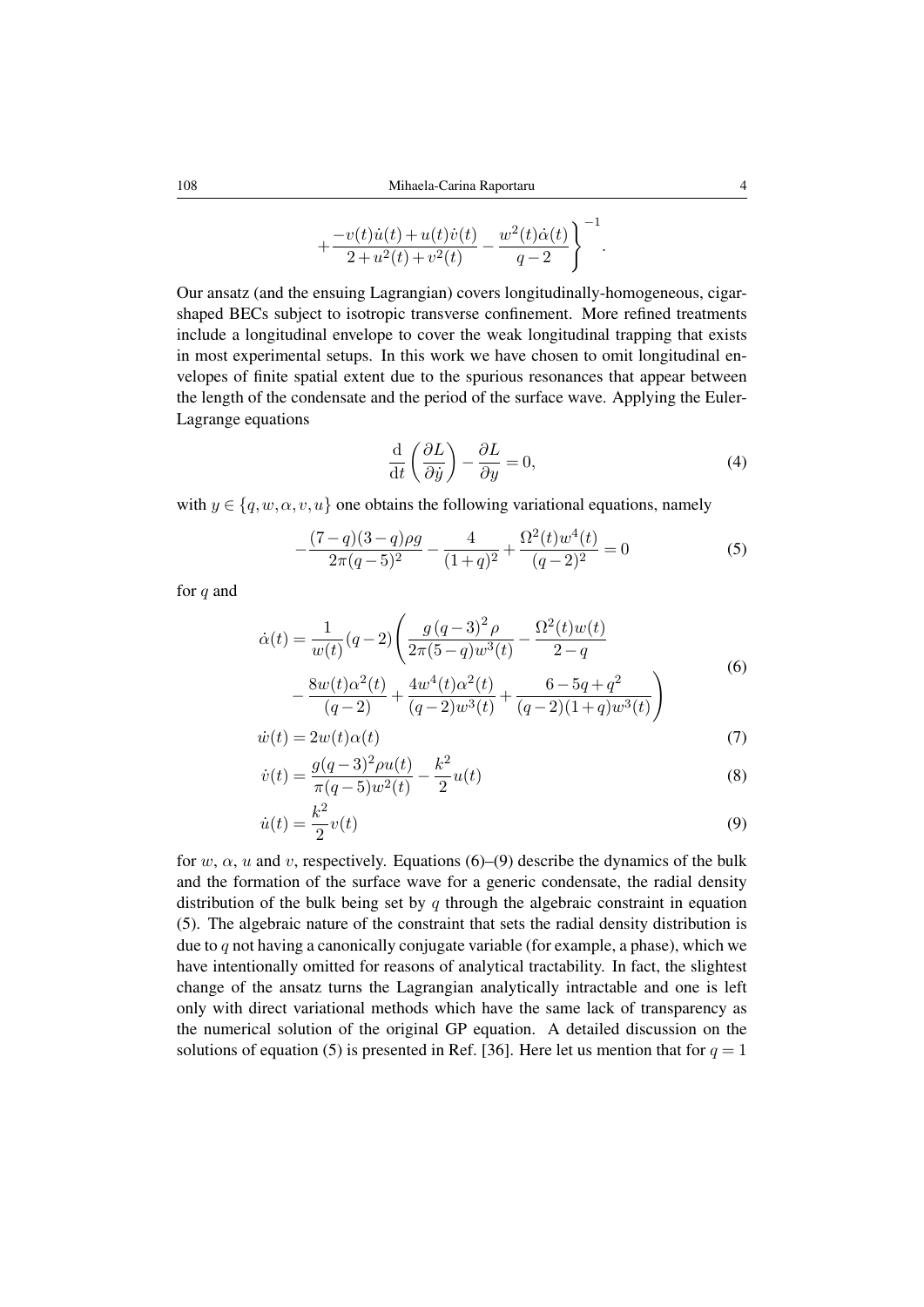$$+\frac{-v(t)\dot{u}(t)+u(t)\dot{v}(t)}{2+u^2(t)+v^2(t)}-\frac{w^2(t)\dot{\alpha}(t)}{q-2}\Bigg\}^{-1}.$$

Our ansatz (and the ensuing Lagrangian) covers longitudinally-homogeneous, cigar-shaped BECs subject to isotropic transverse confinement. More refined treatments include a longitudinal envelope to cover the weak longitudinal trapping that exists in most experimental setups. In this work we have chosen to omit longitudinal envelopes of finite spatial extent due to the spurious resonances that appear between the length of the condensate and the period of the surface wave. Applying the Euler-Lagrange equations

$$\frac{\mathrm{d}}{\mathrm{d}t}\left(\frac{\partial L}{\partial \dot{y}}\right)-\frac{\partial L}{\partial y}=0, \tag{4}$$

with $y \in \{q, w, \alpha, v, u\}$ one obtains the following variational equations, namely

$$-\frac{(7-q)(3-q)\rho g}{2\pi(q-5)^2}-\frac{4}{(1+q)^2}+\frac{\Omega^2(t)w^4(t)}{(q-2)^2}=0 \tag{5}$$

for $q$ and

$$\begin{aligned}\dot{\alpha}(t)=\frac{1}{w(t)}(q-2)\Bigg(&\frac{g\,(q-3)^2\,\rho}{2\pi(5-q)w^3(t)}-\frac{\Omega^2(t)w(t)}{2-q}\\ &-\frac{8w(t)\alpha^2(t)}{(q-2)}+\frac{4w^4(t)\alpha^2(t)}{(q-2)w^3(t)}+\frac{6-5q+q^2}{(q-2)(1+q)w^3(t)}\Bigg)\end{aligned} \tag{6}$$

$$\dot{w}(t)=2w(t)\alpha(t) \tag{7}$$

$$\dot{v}(t)=\frac{g(q-3)^2\rho u(t)}{\pi(q-5)w^2(t)}-\frac{k^2}{2}u(t) \tag{8}$$

$$\dot{u}(t)=\frac{k^2}{2}v(t) \tag{9}$$

for $w$, $\alpha$, $u$ and $v$, respectively. Equations (6)–(9) describe the dynamics of the bulk and the formation of the surface wave for a generic condensate, the radial density distribution of the bulk being set by $q$ through the algebraic constraint in equation (5). The algebraic nature of the constraint that sets the radial density distribution is due to $q$ not having a canonically conjugate variable (for example, a phase), which we have intentionally omitted for reasons of analytical tractability. In fact, the slightest change of the ansatz turns the Lagrangian analytically intractable and one is left only with direct variational methods which have the same lack of transparency as the numerical solution of the original GP equation. A detailed discussion on the solutions of equation (5) is presented in Ref. [36]. Here let us mention that for $q = 1$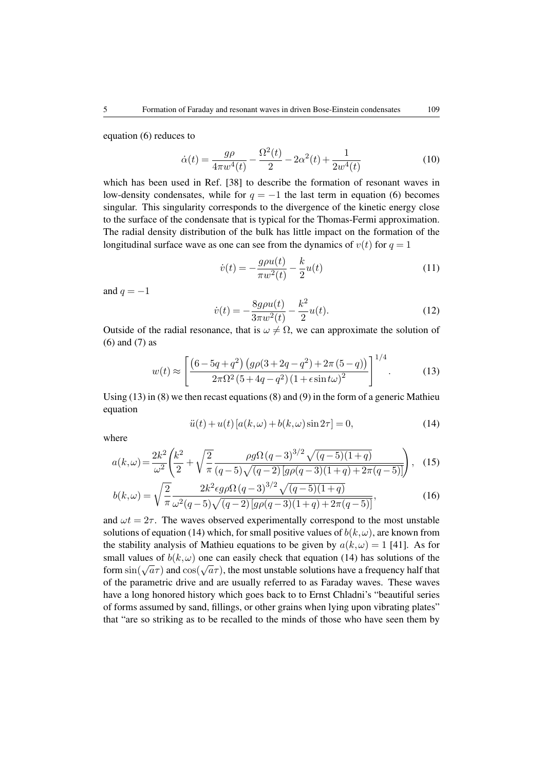equation (6) reduces to

$$\dot{\alpha}(t) = \frac{g\rho}{4\pi w^4(t)} - \frac{\Omega^2(t)}{2} - 2\alpha^2(t) + \frac{1}{2w^4(t)} \tag{10}$$

which has been used in Ref. [38] to describe the formation of resonant waves in low-density condensates, while for $q = -1$ the last term in equation (6) becomes singular. This singularity corresponds to the divergence of the kinetic energy close to the surface of the condensate that is typical for the Thomas-Fermi approximation. The radial density distribution of the bulk has little impact on the formation of the longitudinal surface wave as one can see from the dynamics of $v(t)$ for $q = 1$

$$\dot{v}(t) = -\frac{g\rho u(t)}{\pi w^2(t)} - \frac{k}{2}u(t) \tag{11}$$

and $q = -1$

$$\dot{v}(t) = -\frac{8g\rho u(t)}{3\pi w^2(t)} - \frac{k^2}{2}u(t). \tag{12}$$

Outside of the radial resonance, that is $\omega \neq \Omega$, we can approximate the solution of (6) and (7) as

$$w(t) \approx \left[\frac{\left(6-5q+q^2\right)\left(g\rho(3+2q-q^2)+2\pi\left(5-q\right)\right)}{2\pi\Omega^2\left(5+4q-q^2\right)\left(1+\epsilon\sin t\omega\right)^2}\right]^{1/4}. \tag{13}$$

Using (13) in (8) we then recast equations (8) and (9) in the form of a generic Mathieu equation

$$\ddot{u}(t) + u(t)\left[a(k,\omega) + b(k,\omega)\sin 2\tau\right] = 0, \tag{14}$$

where

$$a(k,\omega) = \frac{2k^2}{\omega^2}\left(\frac{k^2}{2} + \sqrt{\frac{2}{\pi}}\frac{\rho g\Omega\left(q-3\right)^{3/2}\sqrt{(q-5)(1+q)}}{(q-5)\sqrt{(q-2)}\left[g\rho(q-3)(1+q)+2\pi(q-5)\right]}\right), \tag{15}$$

$$b(k,\omega) = \sqrt{\frac{2}{\pi}}\frac{2k^2\epsilon g\rho\Omega\left(q-3\right)^{3/2}\sqrt{(q-5)(1+q)}}{\omega^2(q-5)\sqrt{(q-2)}\left[g\rho(q-3)(1+q)+2\pi(q-5)\right]}, \tag{16}$$

and $\omega t = 2\tau$. The waves observed experimentally correspond to the most unstable solutions of equation (14) which, for small positive values of $b(k,\omega)$, are known from the stability analysis of Mathieu equations to be given by $a(k,\omega) = 1$ [41]. As for small values of $b(k,\omega)$ one can easily check that equation (14) has solutions of the form $\sin(\sqrt{a}\tau)$ and $\cos(\sqrt{a}\tau)$, the most unstable solutions have a frequency half that of the parametric drive and are usually referred to as Faraday waves. These waves have a long honored history which goes back to to Ernst Chladni's "beautiful series of forms assumed by sand, fillings, or other grains when lying upon vibrating plates" that "are so striking as to be recalled to the minds of those who have seen them by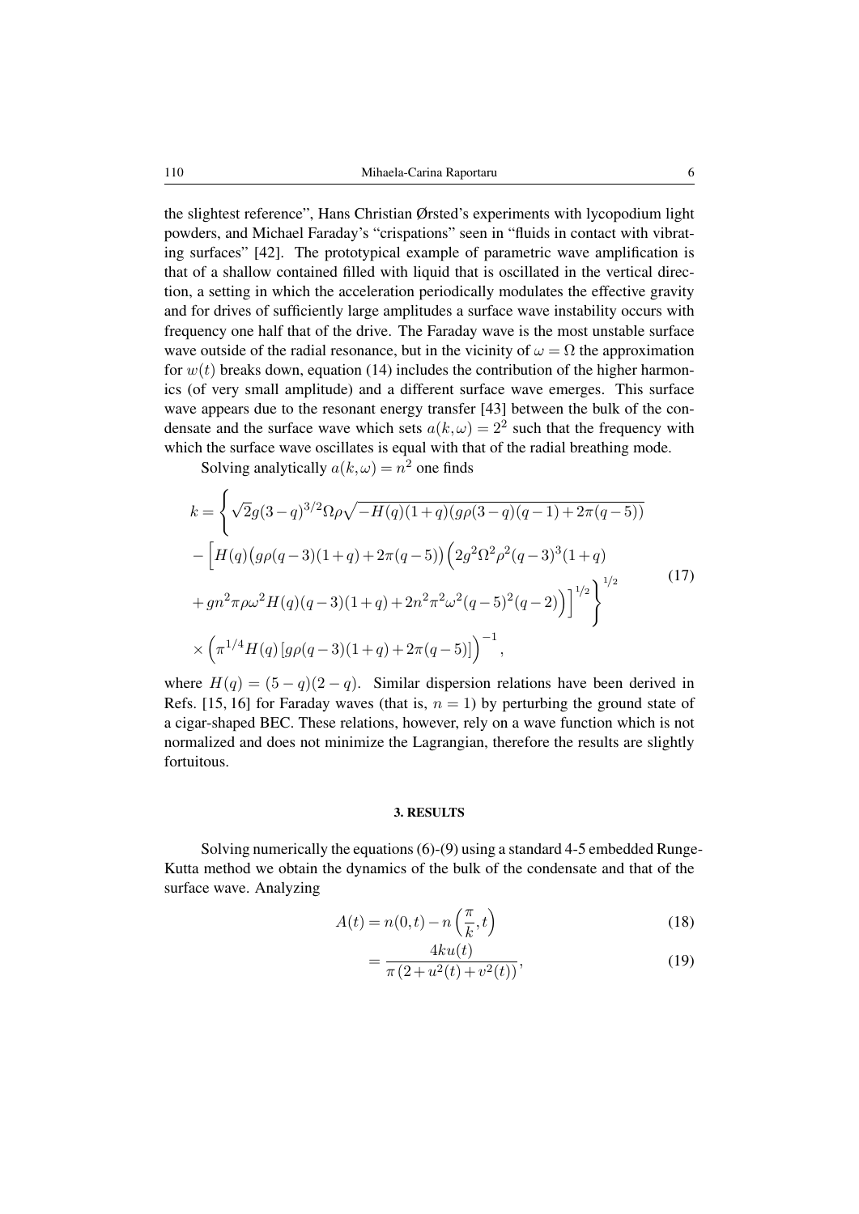the slightest reference", Hans Christian Ørsted's experiments with lycopodium light powders, and Michael Faraday's "crispations" seen in "fluids in contact with vibrating surfaces" [42]. The prototypical example of parametric wave amplification is that of a shallow contained filled with liquid that is oscillated in the vertical direction, a setting in which the acceleration periodically modulates the effective gravity and for drives of sufficiently large amplitudes a surface wave instability occurs with frequency one half that of the drive. The Faraday wave is the most unstable surface wave outside of the radial resonance, but in the vicinity of $\omega = \Omega$ the approximation for $w(t)$ breaks down, equation (14) includes the contribution of the higher harmonics (of very small amplitude) and a different surface wave emerges. This surface wave appears due to the resonant energy transfer [43] between the bulk of the condensate and the surface wave which sets $a(k,\omega) = 2^2$ such that the frequency with which the surface wave oscillates is equal with that of the radial breathing mode.

Solving analytically $a(k,\omega) = n^2$ one finds

$$
\begin{aligned}
k = \Bigg\{ & \sqrt{2} g (3-q)^{3/2} \Omega \rho \sqrt{-H(q)(1+q)(g\rho(3-q)(q-1) + 2\pi(q-5))} \\
& - \Big[ H(q) \big( g\rho(q-3)(1+q) + 2\pi(q-5) \big) \Big( 2g^2 \Omega^2 \rho^2 (q-3)^3 (1+q) \\
& + g n^2 \pi \rho \omega^2 H(q)(q-3)(1+q) + 2n^2 \pi^2 \omega^2 (q-5)^2 (q-2) \Big) \Big]^{1/2} \Bigg\}^{1/2} \\
& \times \Big( \pi^{1/4} H(q) \left[ g\rho(q-3)(1+q) + 2\pi(q-5) \right] \Big)^{-1},
\end{aligned}
\tag{17}
$$

where $H(q) = (5-q)(2-q)$. Similar dispersion relations have been derived in Refs. [15, 16] for Faraday waves (that is, $n = 1$) by perturbing the ground state of a cigar-shaped BEC. These relations, however, rely on a wave function which is not normalized and does not minimize the Lagrangian, therefore the results are slightly fortuitous.

## 3. RESULTS

Solving numerically the equations (6)-(9) using a standard 4-5 embedded Runge-Kutta method we obtain the dynamics of the bulk of the condensate and that of the surface wave. Analyzing

$$
A(t) = n(0,t) - n\left(\frac{\pi}{k}, t\right) \tag{18}
$$

$$
= \frac{4ku(t)}{\pi\left(2 + u^2(t) + v^2(t)\right)}, \tag{19}
$$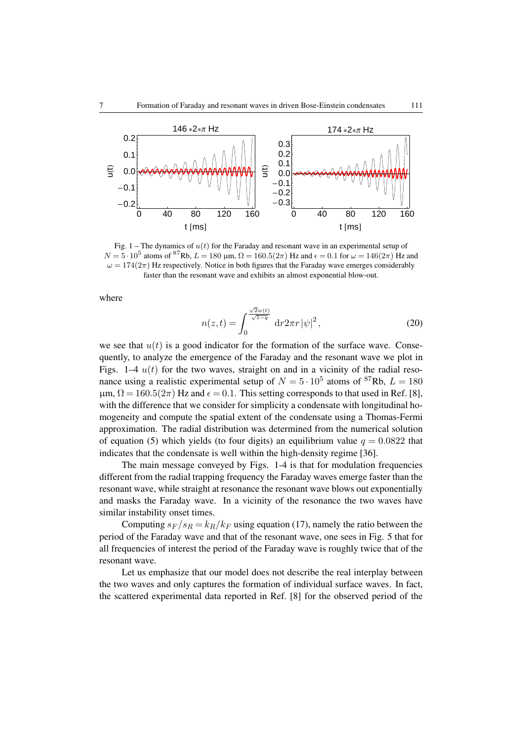Fig. 1 – The dynamics of $u(t)$ for the Faraday and resonant wave in an experimental setup of $N = 5 \cdot 10^5$ atoms of $^{87}$Rb, $L = 180$ µm, $\Omega = 160.5(2\pi)$ Hz and $\epsilon = 0.1$ for $\omega = 146(2\pi)$ Hz and $\omega = 174(2\pi)$ Hz respectively. Notice in both figures that the Faraday wave emerges considerably faster than the resonant wave and exhibits an almost exponential blow-out.

where

$$n(z,t) = \int_0^{\frac{\sqrt{2}w(t)}{\sqrt{1-q}}} \mathrm{d}r 2\pi r \, |\psi|^2, \tag{20}$$

we see that $u(t)$ is a good indicator for the formation of the surface wave. Consequently, to analyze the emergence of the Faraday and the resonant wave we plot in Figs. 1–4 $u(t)$ for the two waves, straight on and in a vicinity of the radial resonance using a realistic experimental setup of $N = 5 \cdot 10^5$ atoms of $^{87}$Rb, $L = 180$ µm, $\Omega = 160.5(2\pi)$ Hz and $\epsilon = 0.1$. This setting corresponds to that used in Ref. [8], with the difference that we consider for simplicity a condensate with longitudinal homogeneity and compute the spatial extent of the condensate using a Thomas-Fermi approximation. The radial distribution was determined from the numerical solution of equation (5) which yields (to four digits) an equilibrium value $q = 0.0822$ that indicates that the condensate is well within the high-density regime [36].

The main message conveyed by Figs. 1-4 is that for modulation frequencies different from the radial trapping frequency the Faraday waves emerge faster than the resonant wave, while straight at resonance the resonant wave blows out exponentially and masks the Faraday wave. In a vicinity of the resonance the two waves have similar instability onset times.

Computing $s_F/s_R = k_R/k_F$ using equation (17), namely the ratio between the period of the Faraday wave and that of the resonant wave, one sees in Fig. 5 that for all frequencies of interest the period of the Faraday wave is roughly twice that of the resonant wave.

Let us emphasize that our model does not describe the real interplay between the two waves and only captures the formation of individual surface waves. In fact, the scattered experimental data reported in Ref. [8] for the observed period of the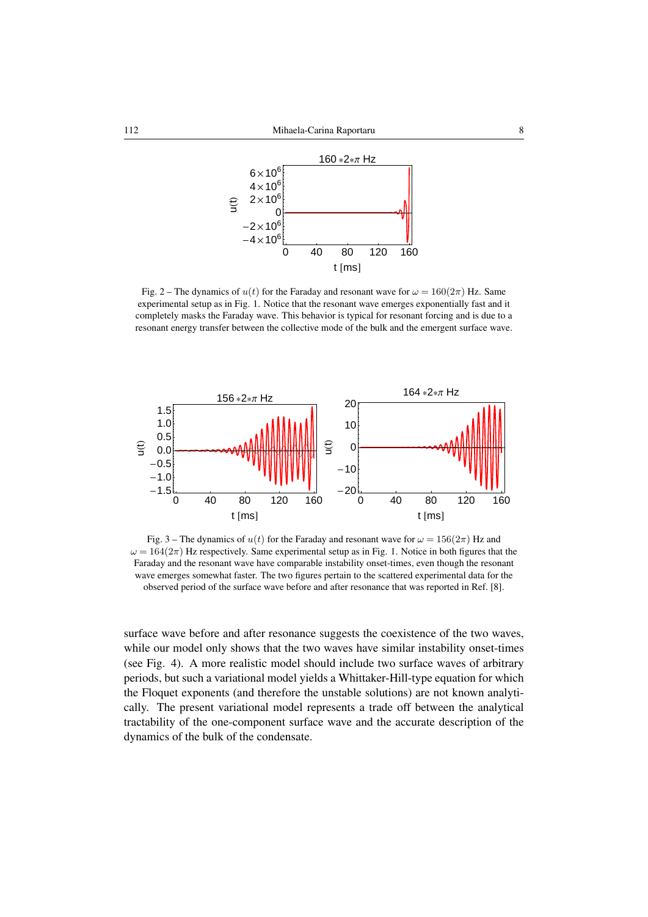Fig. 2 – The dynamics of $u(t)$ for the Faraday and resonant wave for $\omega = 160(2\pi)$ Hz. Same experimental setup as in Fig. 1. Notice that the resonant wave emerges exponentially fast and it completely masks the Faraday wave. This behavior is typical for resonant forcing and is due to a resonant energy transfer between the collective mode of the bulk and the emergent surface wave.

Fig. 3 – The dynamics of $u(t)$ for the Faraday and resonant wave for $\omega = 156(2\pi)$ Hz and $\omega = 164(2\pi)$ Hz respectively. Same experimental setup as in Fig. 1. Notice in both figures that the Faraday and the resonant wave have comparable instability onset-times, even though the resonant wave emerges somewhat faster. The two figures pertain to the scattered experimental data for the observed period of the surface wave before and after resonance that was reported in Ref. [8].

surface wave before and after resonance suggests the coexistence of the two waves, while our model only shows that the two waves have similar instability onset-times (see Fig. 4). A more realistic model should include two surface waves of arbitrary periods, but such a variational model yields a Whittaker-Hill-type equation for which the Floquet exponents (and therefore the unstable solutions) are not known analytically. The present variational model represents a trade off between the analytical tractability of the one-component surface wave and the accurate description of the dynamics of the bulk of the condensate.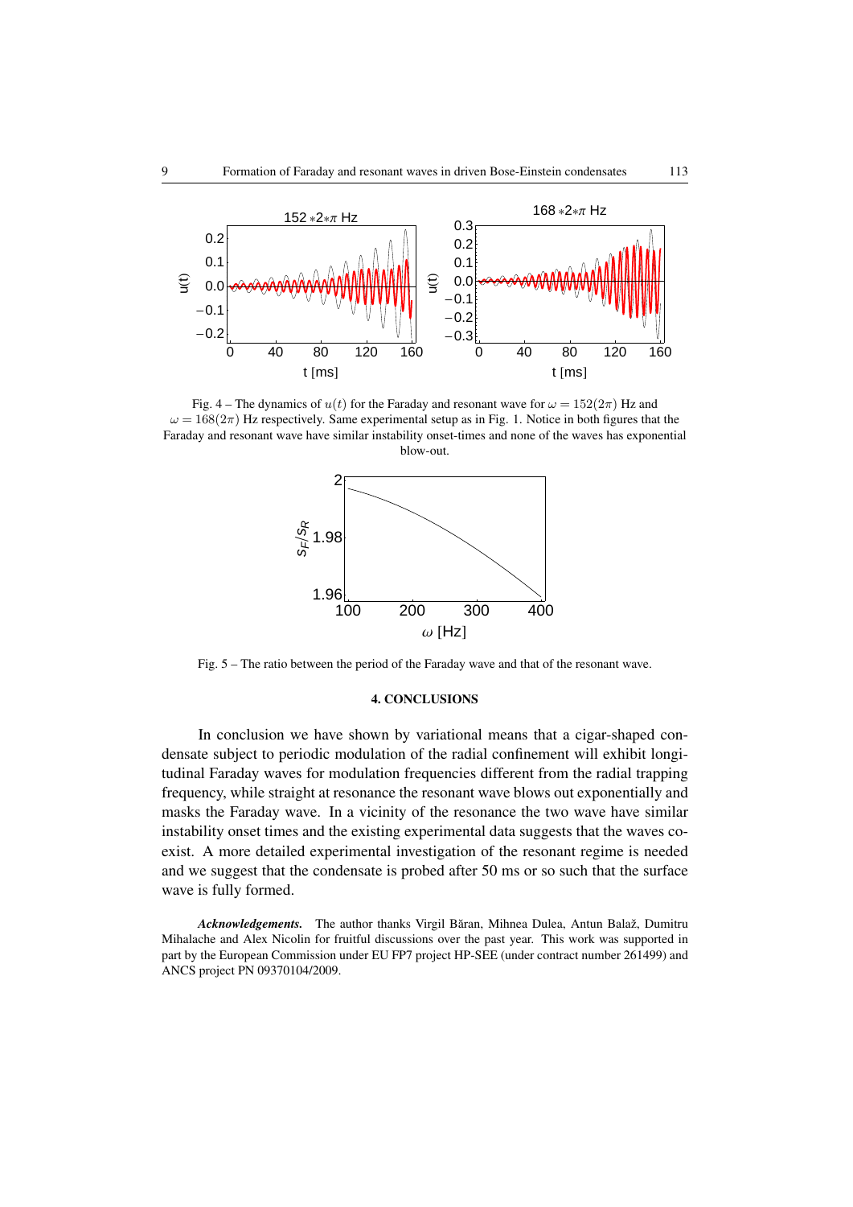Fig. 4 – The dynamics of $u(t)$ for the Faraday and resonant wave for $\omega = 152(2\pi)$ Hz and $\omega = 168(2\pi)$ Hz respectively. Same experimental setup as in Fig. 1. Notice in both figures that the Faraday and resonant wave have similar instability onset-times and none of the waves has exponential blow-out.

Fig. 5 – The ratio between the period of the Faraday wave and that of the resonant wave.

## 4. CONCLUSIONS

In conclusion we have shown by variational means that a cigar-shaped condensate subject to periodic modulation of the radial confinement will exhibit longitudinal Faraday waves for modulation frequencies different from the radial trapping frequency, while straight at resonance the resonant wave blows out exponentially and masks the Faraday wave. In a vicinity of the resonance the two wave have similar instability onset times and the existing experimental data suggests that the waves coexist. A more detailed experimental investigation of the resonant regime is needed and we suggest that the condensate is probed after 50 ms or so such that the surface wave is fully formed.

***Acknowledgements.*** The author thanks Virgil Băran, Mihnea Dulea, Antun Balaž, Dumitru Mihalache and Alex Nicolin for fruitful discussions over the past year. This work was supported in part by the European Commission under EU FP7 project HP-SEE (under contract number 261499) and ANCS project PN 09370104/2009.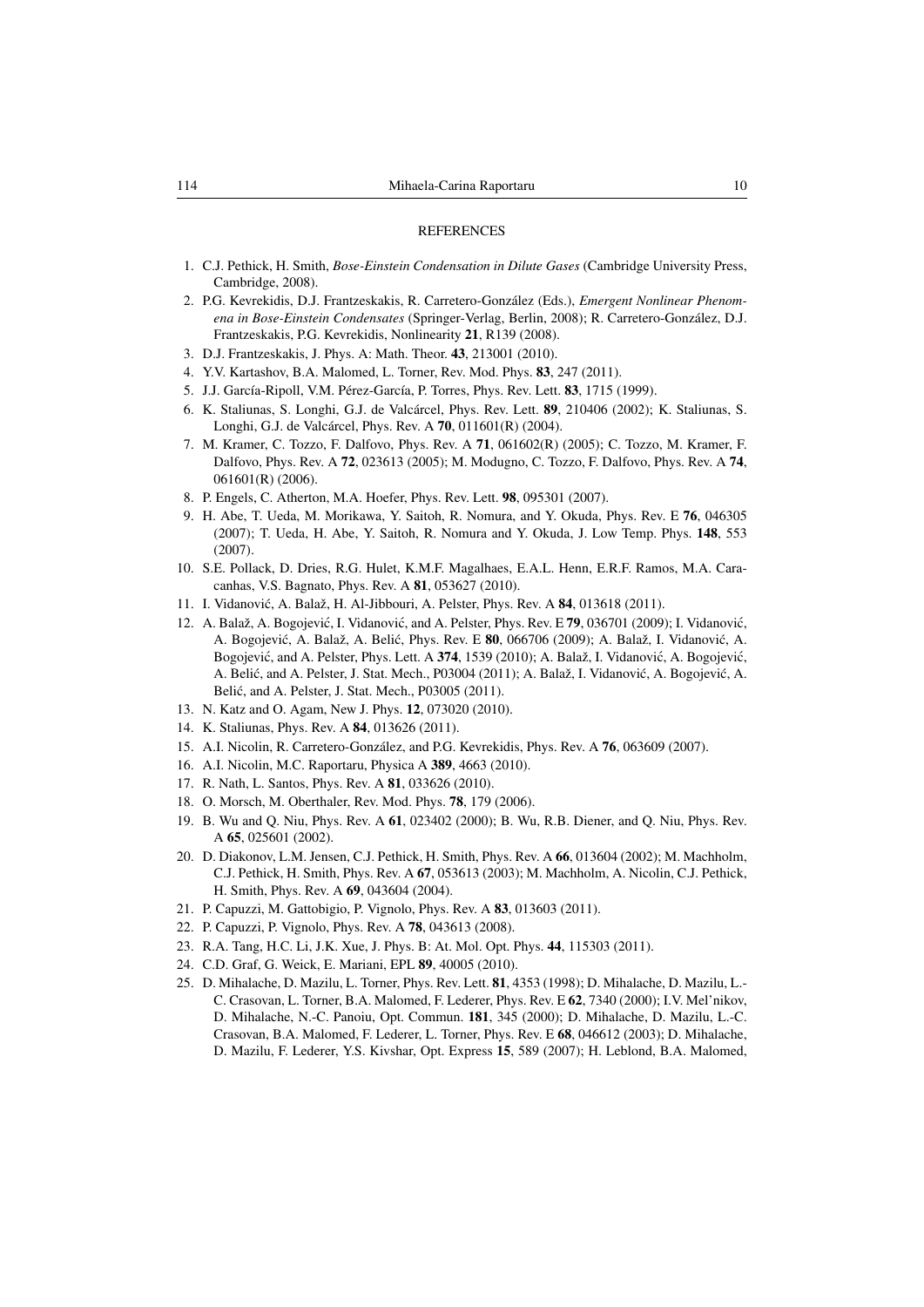## REFERENCES

1. C.J. Pethick, H. Smith, *Bose-Einstein Condensation in Dilute Gases* (Cambridge University Press, Cambridge, 2008).
2. P.G. Kevrekidis, D.J. Frantzeskakis, R. Carretero-González (Eds.), *Emergent Nonlinear Phenomena in Bose-Einstein Condensates* (Springer-Verlag, Berlin, 2008); R. Carretero-González, D.J. Frantzeskakis, P.G. Kevrekidis, Nonlinearity **21**, R139 (2008).
3. D.J. Frantzeskakis, J. Phys. A: Math. Theor. **43**, 213001 (2010).
4. Y.V. Kartashov, B.A. Malomed, L. Torner, Rev. Mod. Phys. **83**, 247 (2011).
5. J.J. García-Ripoll, V.M. Pérez-García, P. Torres, Phys. Rev. Lett. **83**, 1715 (1999).
6. K. Staliunas, S. Longhi, G.J. de Valcárcel, Phys. Rev. Lett. **89**, 210406 (2002); K. Staliunas, S. Longhi, G.J. de Valcárcel, Phys. Rev. A **70**, 011601(R) (2004).
7. M. Kramer, C. Tozzo, F. Dalfovo, Phys. Rev. A **71**, 061602(R) (2005); C. Tozzo, M. Kramer, F. Dalfovo, Phys. Rev. A **72**, 023613 (2005); M. Modugno, C. Tozzo, F. Dalfovo, Phys. Rev. A **74**, 061601(R) (2006).
8. P. Engels, C. Atherton, M.A. Hoefer, Phys. Rev. Lett. **98**, 095301 (2007).
9. H. Abe, T. Ueda, M. Morikawa, Y. Saitoh, R. Nomura, and Y. Okuda, Phys. Rev. E **76**, 046305 (2007); T. Ueda, H. Abe, Y. Saitoh, R. Nomura and Y. Okuda, J. Low Temp. Phys. **148**, 553 (2007).
10. S.E. Pollack, D. Dries, R.G. Hulet, K.M.F. Magalhaes, E.A.L. Henn, E.R.F. Ramos, M.A. Caracanhas, V.S. Bagnato, Phys. Rev. A **81**, 053627 (2010).
11. I. Vidanović, A. Balaž, H. Al-Jibbouri, A. Pelster, Phys. Rev. A **84**, 013618 (2011).
12. A. Balaž, A. Bogojević, I. Vidanović, and A. Pelster, Phys. Rev. E **79**, 036701 (2009); I. Vidanović, A. Bogojević, A. Balaž, A. Belić, Phys. Rev. E **80**, 066706 (2009); A. Balaž, I. Vidanović, A. Bogojević, and A. Pelster, Phys. Lett. A **374**, 1539 (2010); A. Balaž, I. Vidanović, A. Bogojević, A. Belić, and A. Pelster, J. Stat. Mech., P03004 (2011); A. Balaž, I. Vidanović, A. Bogojević, A. Belić, and A. Pelster, J. Stat. Mech., P03005 (2011).
13. N. Katz and O. Agam, New J. Phys. **12**, 073020 (2010).
14. K. Staliunas, Phys. Rev. A **84**, 013626 (2011).
15. A.I. Nicolin, R. Carretero-González, and P.G. Kevrekidis, Phys. Rev. A **76**, 063609 (2007).
16. A.I. Nicolin, M.C. Raportaru, Physica A **389**, 4663 (2010).
17. R. Nath, L. Santos, Phys. Rev. A **81**, 033626 (2010).
18. O. Morsch, M. Oberthaler, Rev. Mod. Phys. **78**, 179 (2006).
19. B. Wu and Q. Niu, Phys. Rev. A **61**, 023402 (2000); B. Wu, R.B. Diener, and Q. Niu, Phys. Rev. A **65**, 025601 (2002).
20. D. Diakonov, L.M. Jensen, C.J. Pethick, H. Smith, Phys. Rev. A **66**, 013604 (2002); M. Machholm, C.J. Pethick, H. Smith, Phys. Rev. A **67**, 053613 (2003); M. Machholm, A. Nicolin, C.J. Pethick, H. Smith, Phys. Rev. A **69**, 043604 (2004).
21. P. Capuzzi, M. Gattobigio, P. Vignolo, Phys. Rev. A **83**, 013603 (2011).
22. P. Capuzzi, P. Vignolo, Phys. Rev. A **78**, 043613 (2008).
23. R.A. Tang, H.C. Li, J.K. Xue, J. Phys. B: At. Mol. Opt. Phys. **44**, 115303 (2011).
24. C.D. Graf, G. Weick, E. Mariani, EPL **89**, 40005 (2010).
25. D. Mihalache, D. Mazilu, L. Torner, Phys. Rev. Lett. **81**, 4353 (1998); D. Mihalache, D. Mazilu, L.-C. Crasovan, L. Torner, B.A. Malomed, F. Lederer, Phys. Rev. E **62**, 7340 (2000); I.V. Mel'nikov, D. Mihalache, N.-C. Panoiu, Opt. Commun. **181**, 345 (2000); D. Mihalache, D. Mazilu, L.-C. Crasovan, B.A. Malomed, F. Lederer, L. Torner, Phys. Rev. E **68**, 046612 (2003); D. Mihalache, D. Mazilu, F. Lederer, Y.S. Kivshar, Opt. Express **15**, 589 (2007); H. Leblond, B.A. Malomed,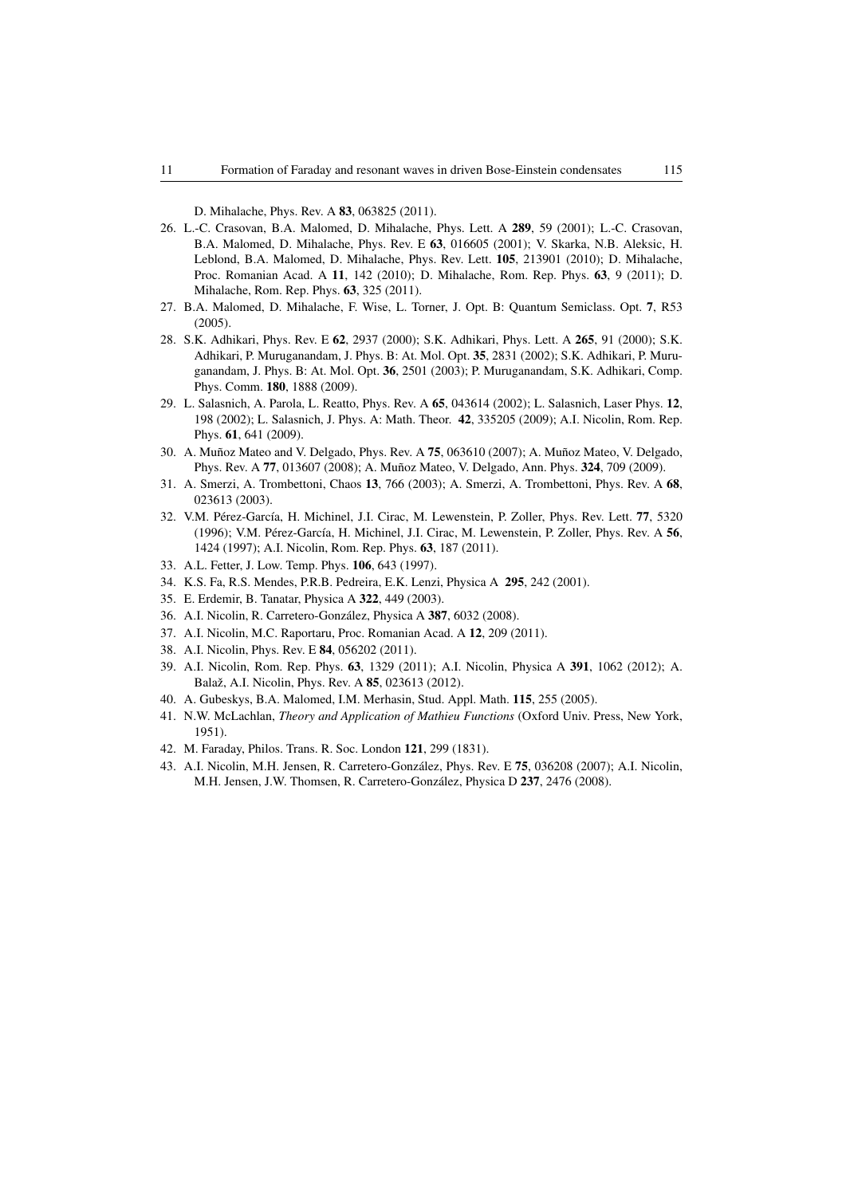D. Mihalache, Phys. Rev. A **83**, 063825 (2011).

26. L.-C. Crasovan, B.A. Malomed, D. Mihalache, Phys. Lett. A **289**, 59 (2001); L.-C. Crasovan, B.A. Malomed, D. Mihalache, Phys. Rev. E **63**, 016605 (2001); V. Skarka, N.B. Aleksic, H. Leblond, B.A. Malomed, D. Mihalache, Phys. Rev. Lett. **105**, 213901 (2010); D. Mihalache, Proc. Romanian Acad. A **11**, 142 (2010); D. Mihalache, Rom. Rep. Phys. **63**, 9 (2011); D. Mihalache, Rom. Rep. Phys. **63**, 325 (2011).
27. B.A. Malomed, D. Mihalache, F. Wise, L. Torner, J. Opt. B: Quantum Semiclass. Opt. **7**, R53 (2005).
28. S.K. Adhikari, Phys. Rev. E **62**, 2937 (2000); S.K. Adhikari, Phys. Lett. A **265**, 91 (2000); S.K. Adhikari, P. Muruganandam, J. Phys. B: At. Mol. Opt. **35**, 2831 (2002); S.K. Adhikari, P. Muruganandam, J. Phys. B: At. Mol. Opt. **36**, 2501 (2003); P. Muruganandam, S.K. Adhikari, Comp. Phys. Comm. **180**, 1888 (2009).
29. L. Salasnich, A. Parola, L. Reatto, Phys. Rev. A **65**, 043614 (2002); L. Salasnich, Laser Phys. **12**, 198 (2002); L. Salasnich, J. Phys. A: Math. Theor. **42**, 335205 (2009); A.I. Nicolin, Rom. Rep. Phys. **61**, 641 (2009).
30. A. Muñoz Mateo and V. Delgado, Phys. Rev. A **75**, 063610 (2007); A. Muñoz Mateo, V. Delgado, Phys. Rev. A **77**, 013607 (2008); A. Muñoz Mateo, V. Delgado, Ann. Phys. **324**, 709 (2009).
31. A. Smerzi, A. Trombettoni, Chaos **13**, 766 (2003); A. Smerzi, A. Trombettoni, Phys. Rev. A **68**, 023613 (2003).
32. V.M. Pérez-García, H. Michinel, J.I. Cirac, M. Lewenstein, P. Zoller, Phys. Rev. Lett. **77**, 5320 (1996); V.M. Pérez-García, H. Michinel, J.I. Cirac, M. Lewenstein, P. Zoller, Phys. Rev. A **56**, 1424 (1997); A.I. Nicolin, Rom. Rep. Phys. **63**, 187 (2011).
33. A.L. Fetter, J. Low. Temp. Phys. **106**, 643 (1997).
34. K.S. Fa, R.S. Mendes, P.R.B. Pedreira, E.K. Lenzi, Physica A **295**, 242 (2001).
35. E. Erdemir, B. Tanatar, Physica A **322**, 449 (2003).
36. A.I. Nicolin, R. Carretero-González, Physica A **387**, 6032 (2008).
37. A.I. Nicolin, M.C. Raportaru, Proc. Romanian Acad. A **12**, 209 (2011).
38. A.I. Nicolin, Phys. Rev. E **84**, 056202 (2011).
39. A.I. Nicolin, Rom. Rep. Phys. **63**, 1329 (2011); A.I. Nicolin, Physica A **391**, 1062 (2012); A. Balaž, A.I. Nicolin, Phys. Rev. A **85**, 023613 (2012).
40. A. Gubeskys, B.A. Malomed, I.M. Merhasin, Stud. Appl. Math. **115**, 255 (2005).
41. N.W. McLachlan, *Theory and Application of Mathieu Functions* (Oxford Univ. Press, New York, 1951).
42. M. Faraday, Philos. Trans. R. Soc. London **121**, 299 (1831).
43. A.I. Nicolin, M.H. Jensen, R. Carretero-González, Phys. Rev. E **75**, 036208 (2007); A.I. Nicolin, M.H. Jensen, J.W. Thomsen, R. Carretero-González, Physica D **237**, 2476 (2008).